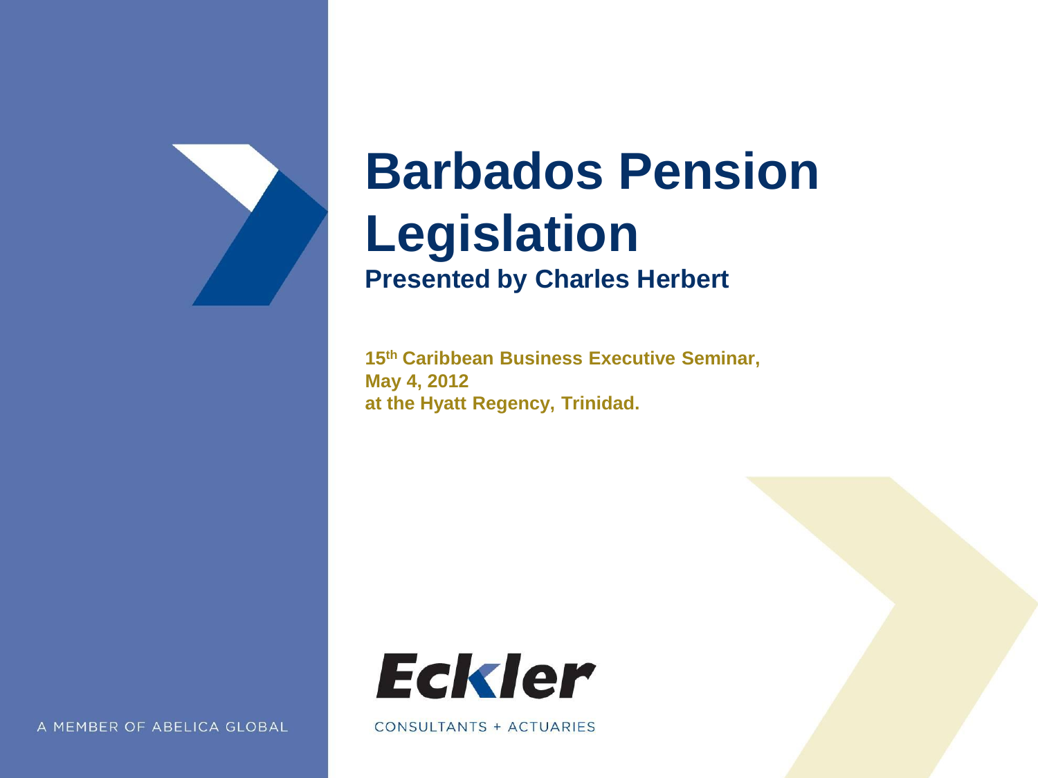# Barbados Pension Legislation

**Presented by Charles Herbert**

**15th Caribbean Business Executive Seminar,**
**May 4, 2012**
**at the Hyatt Regency, Trinidad.**

Eckler

CONSULTANTS + ACTUARIES

A MEMBER OF ABELICA GLOBAL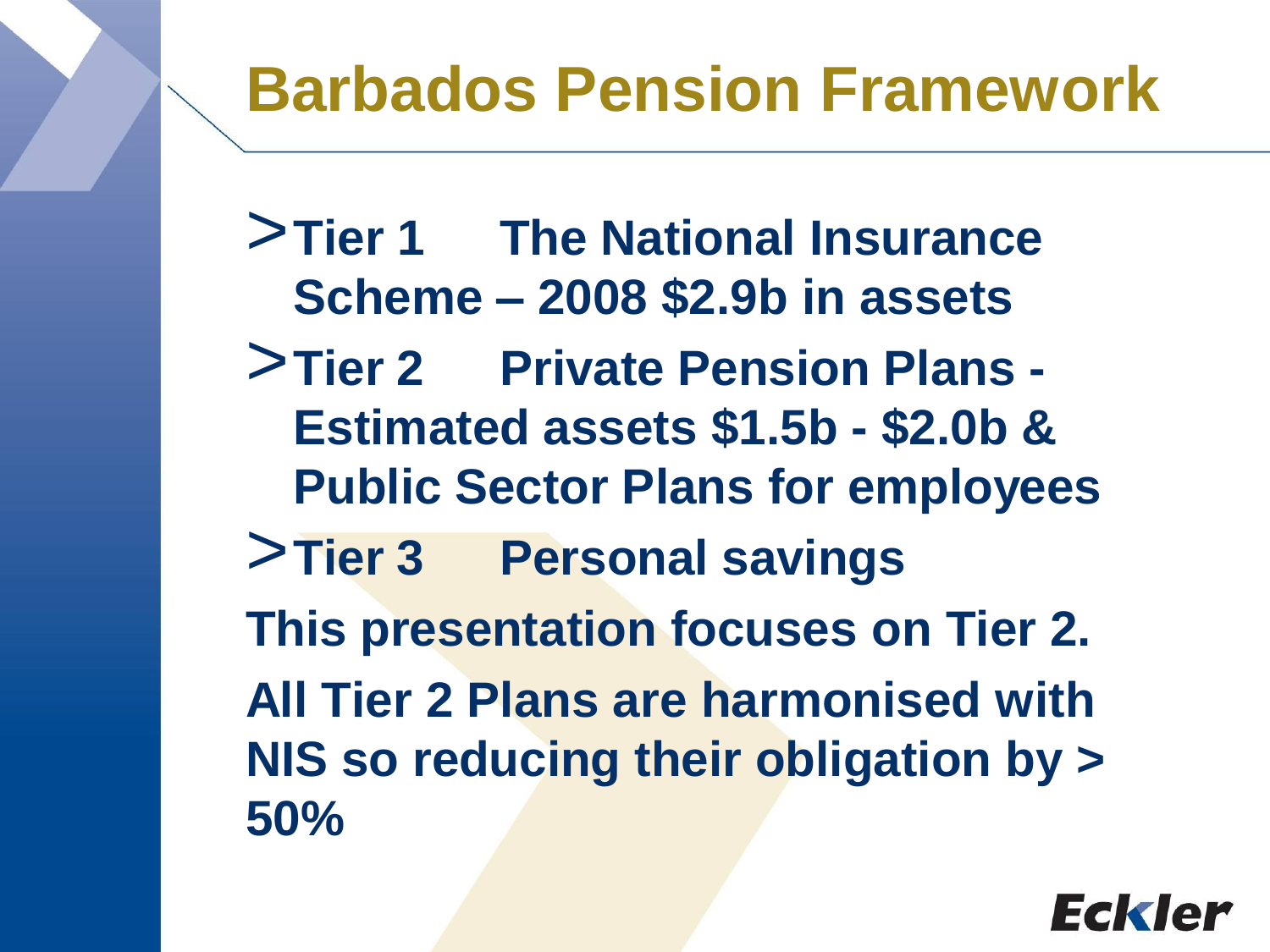# Barbados Pension Framework

- **Tier 1 The National Insurance Scheme – 2008 $2.9b in assets**
- **Tier 2 Private Pension Plans - Estimated assets $1.5b - $2.0b & Public Sector Plans for employees**
- **Tier 3 Personal savings**

**This presentation focuses on Tier 2.**

**All Tier 2 Plans are harmonised with NIS so reducing their obligation by > 50%**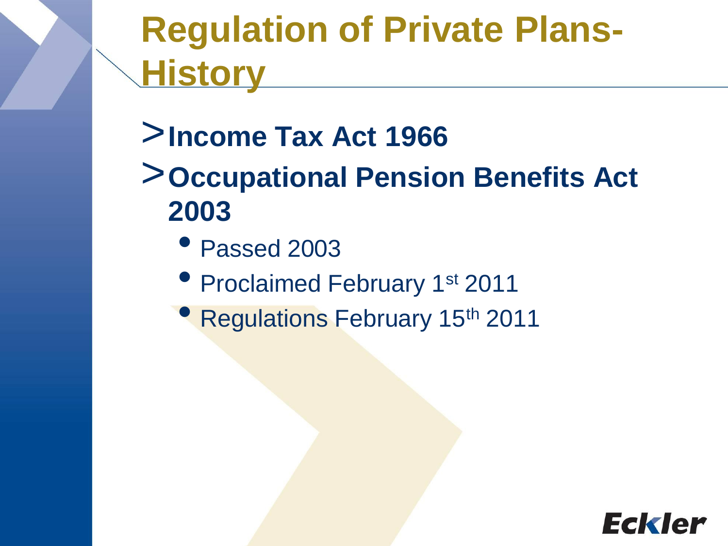# Regulation of Private Plans- History

- **Income Tax Act 1966**
- **Occupational Pension Benefits Act 2003**
  - Passed 2003
  - Proclaimed February 1st 2011
  - Regulations February 15th 2011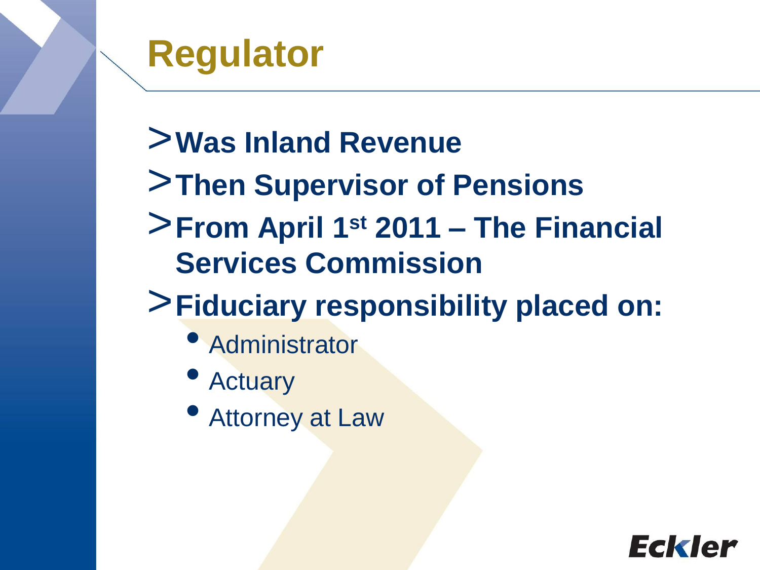# Regulator

- **Was Inland Revenue**
- **Then Supervisor of Pensions**
- **From April 1st 2011 – The Financial Services Commission**
- **Fiduciary responsibility placed on:**
  - Administrator
  - Actuary
  - Attorney at Law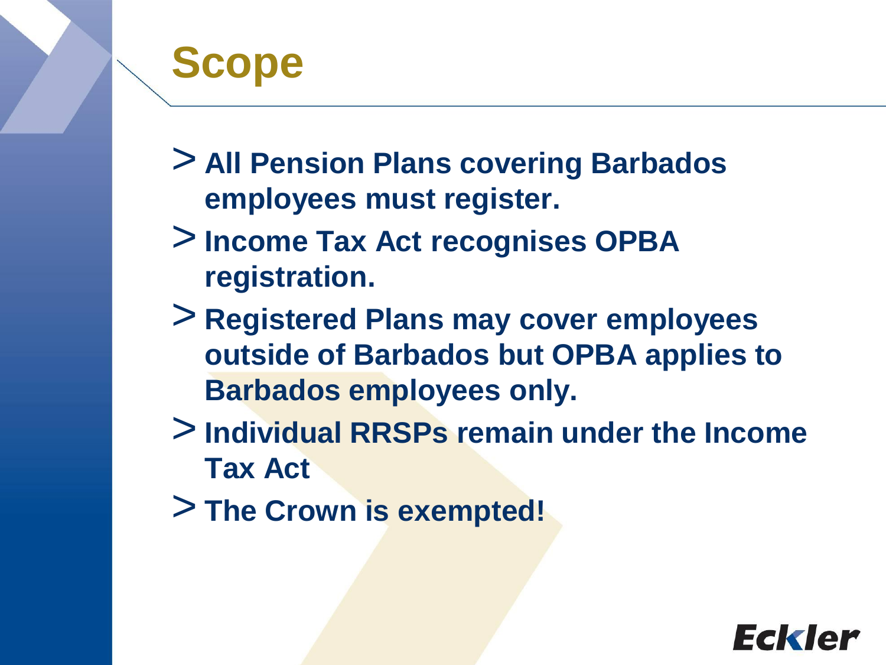# Scope

- **All Pension Plans covering Barbados employees must register.**
- **Income Tax Act recognises OPBA registration.**
- **Registered Plans may cover employees outside of Barbados but OPBA applies to Barbados employees only.**
- **Individual RRSPs remain under the Income Tax Act**
- **The Crown is exempted!**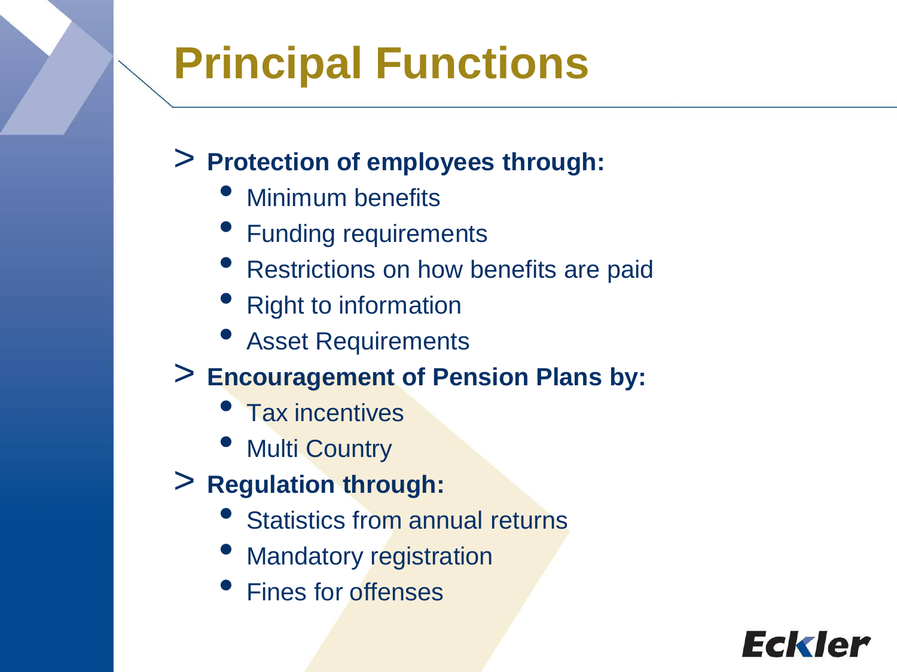# Principal Functions

- **Protection of employees through:**
  - Minimum benefits
  - Funding requirements
  - Restrictions on how benefits are paid
  - Right to information
  - Asset Requirements
- **Encouragement of Pension Plans by:**
  - Tax incentives
  - Multi Country
- **Regulation through:**
  - Statistics from annual returns
  - Mandatory registration
  - Fines for offenses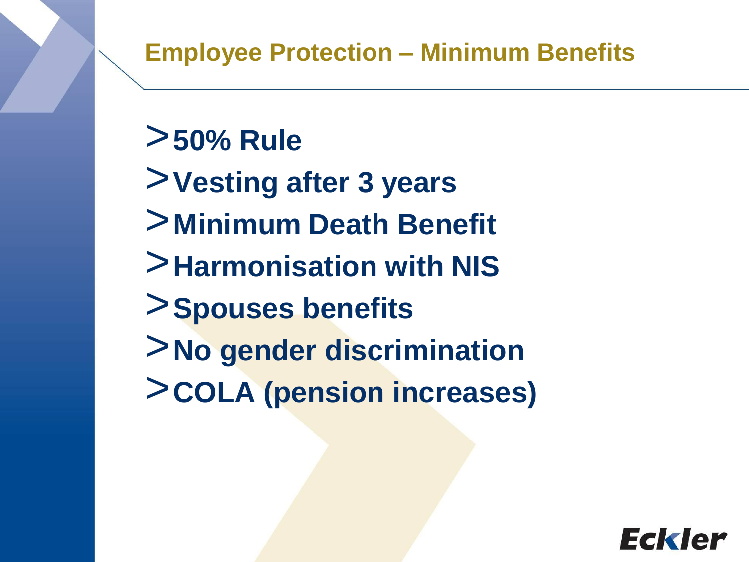## Employee Protection – Minimum Benefits

- 50% Rule
- Vesting after 3 years
- Minimum Death Benefit
- Harmonisation with NIS
- Spouses benefits
- No gender discrimination
- COLA (pension increases)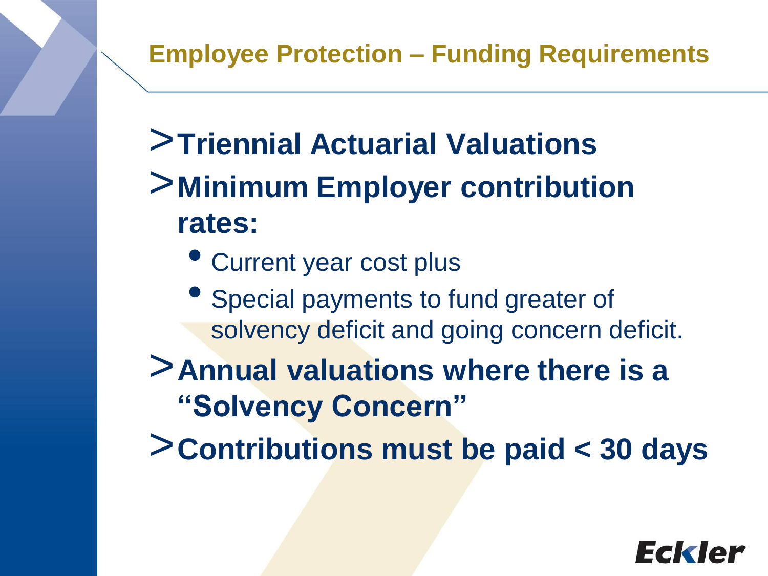## Employee Protection – Funding Requirements

- **Triennial Actuarial Valuations**
- **Minimum Employer contribution rates:**
  - Current year cost plus
  - Special payments to fund greater of solvency deficit and going concern deficit.
- **Annual valuations where there is a "Solvency Concern"**
- **Contributions must be paid < 30 days**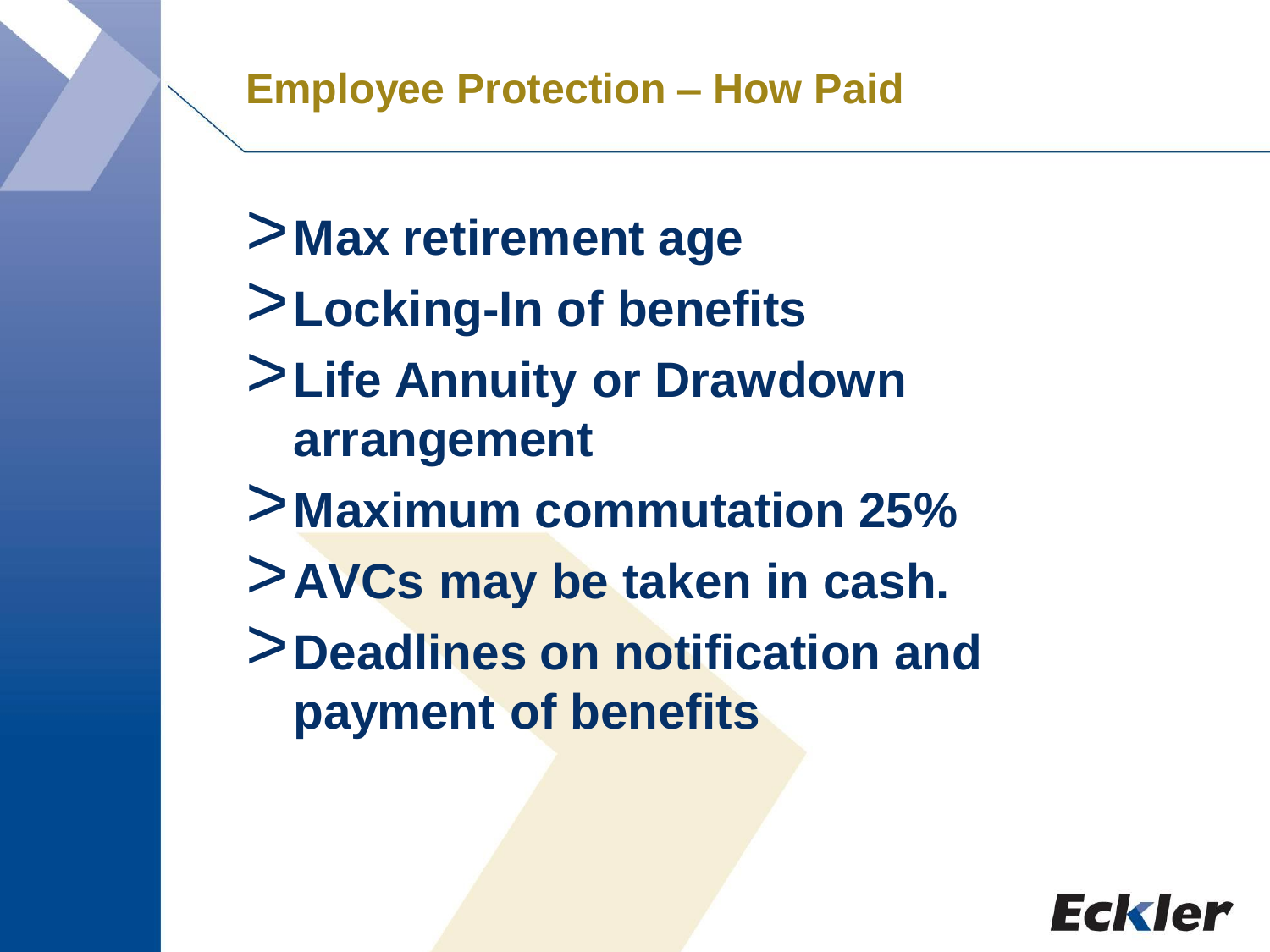## Employee Protection – How Paid

- Max retirement age
- Locking-In of benefits
- Life Annuity or Drawdown arrangement
- Maximum commutation 25%
- AVCs may be taken in cash.
- Deadlines on notification and payment of benefits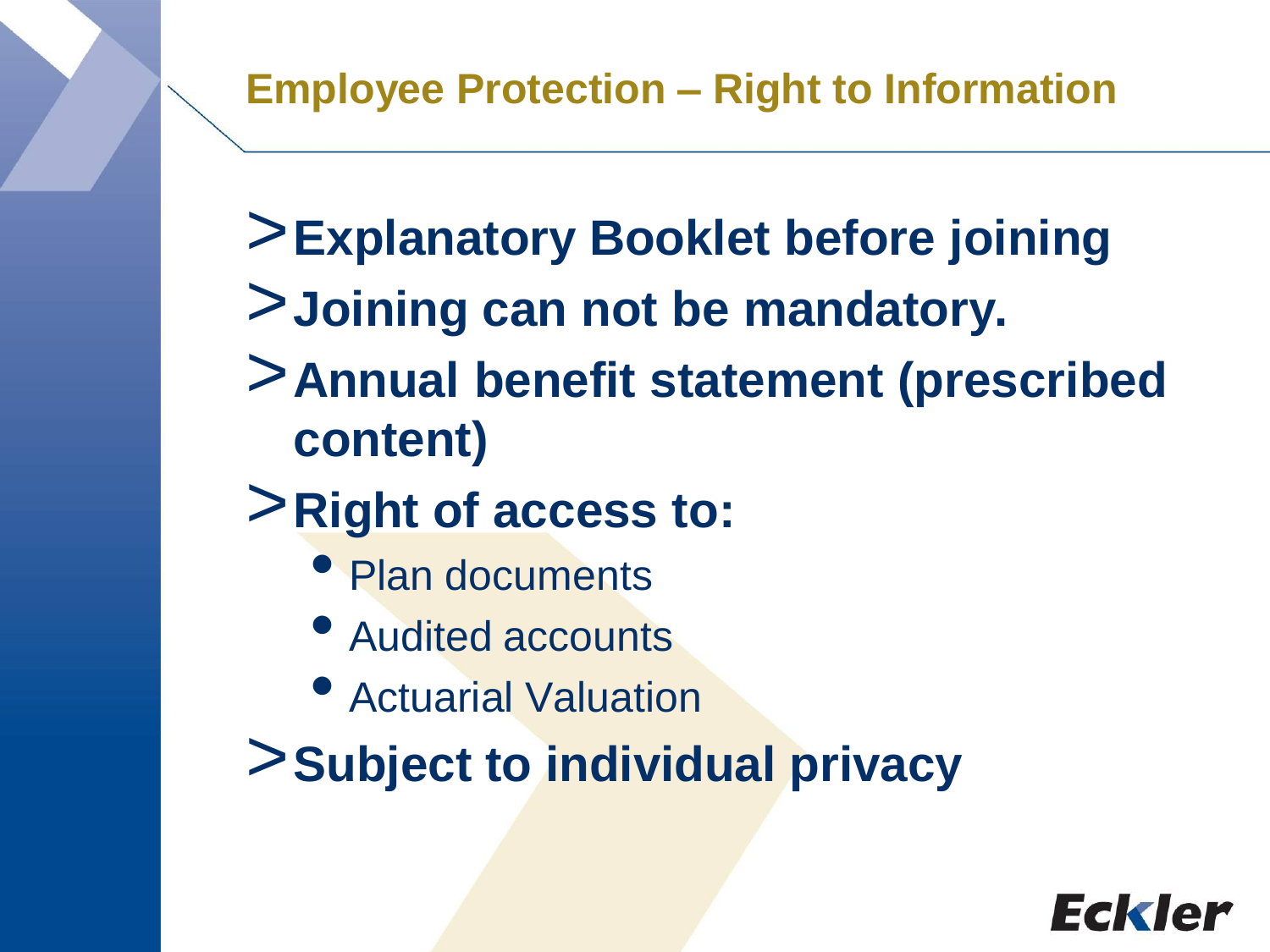## Employee Protection – Right to Information

- **Explanatory Booklet before joining**
- **Joining can not be mandatory.**
- **Annual benefit statement (prescribed content)**
- **Right of access to:**
  - Plan documents
  - Audited accounts
  - Actuarial Valuation
- **Subject to individual privacy**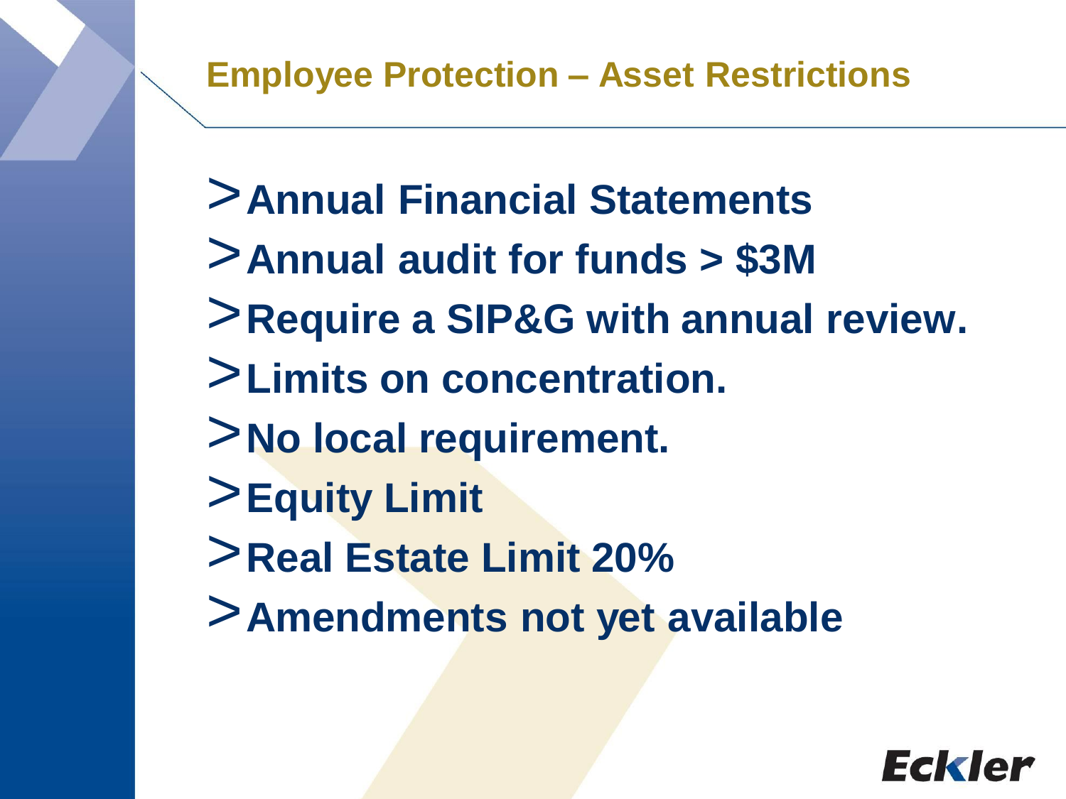## Employee Protection – Asset Restrictions

- Annual Financial Statements
- Annual audit for funds > $3M
- Require a SIP&G with annual review.
- Limits on concentration.
- No local requirement.
- Equity Limit
- Real Estate Limit 20%
- Amendments not yet available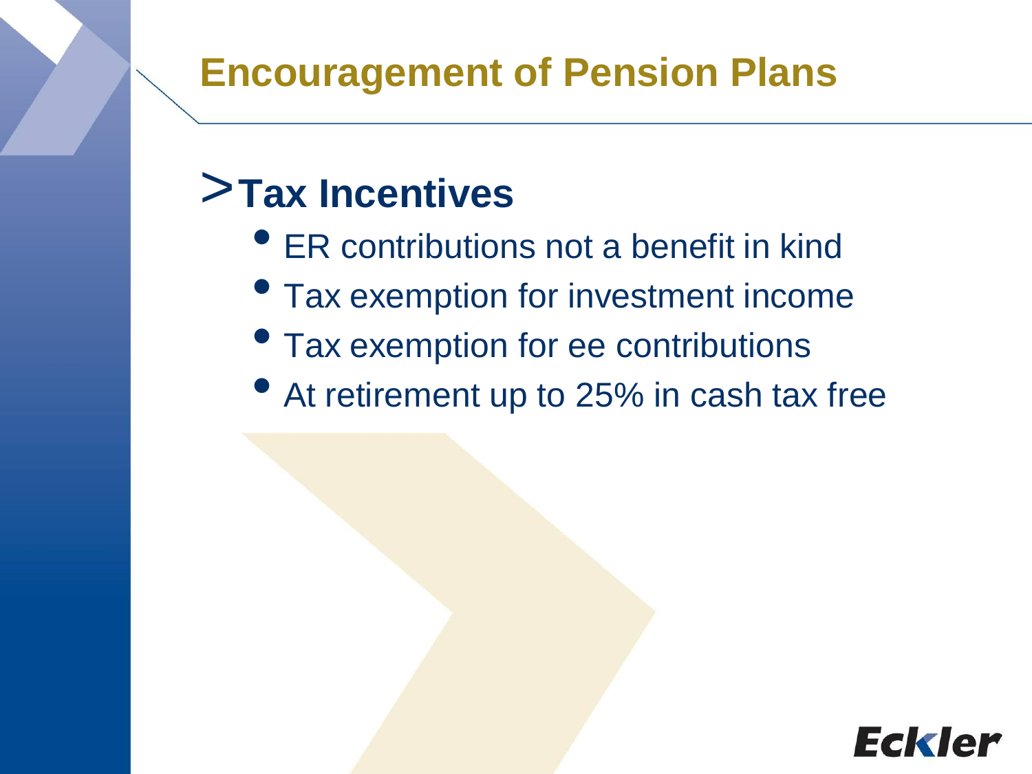# Encouragement of Pension Plans

## Tax Incentives

- ER contributions not a benefit in kind
- Tax exemption for investment income
- Tax exemption for ee contributions
- At retirement up to 25% in cash tax free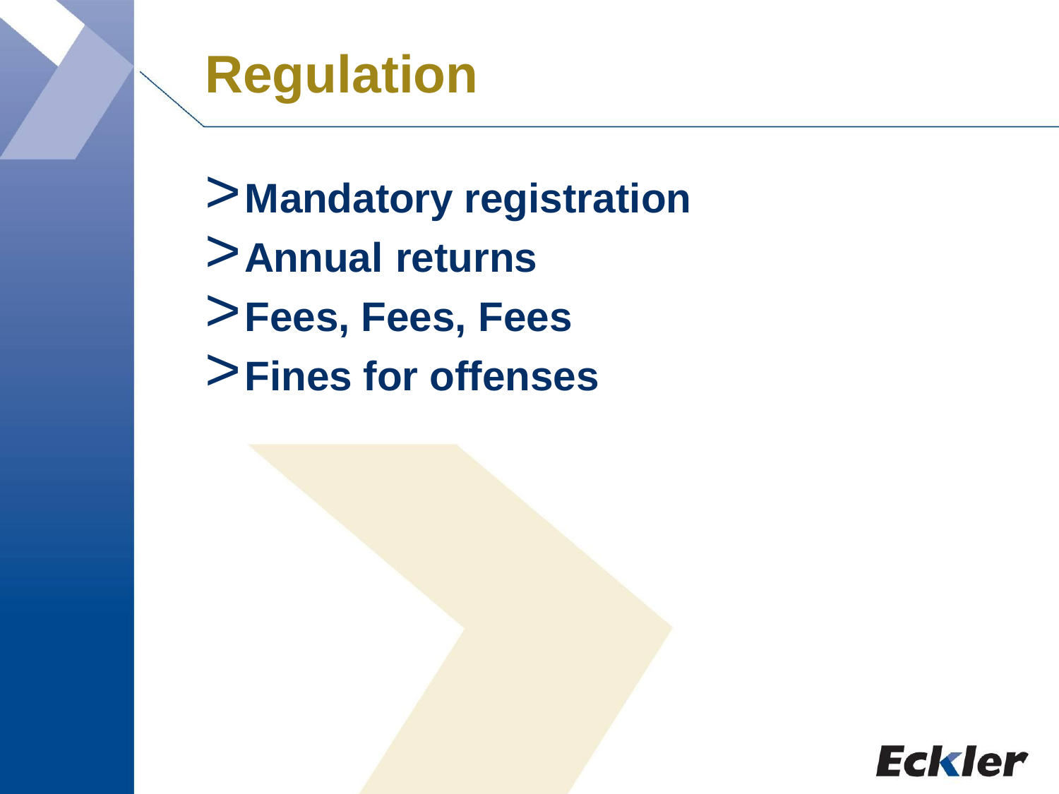# Regulation

- Mandatory registration
- Annual returns
- Fees, Fees, Fees
- Fines for offenses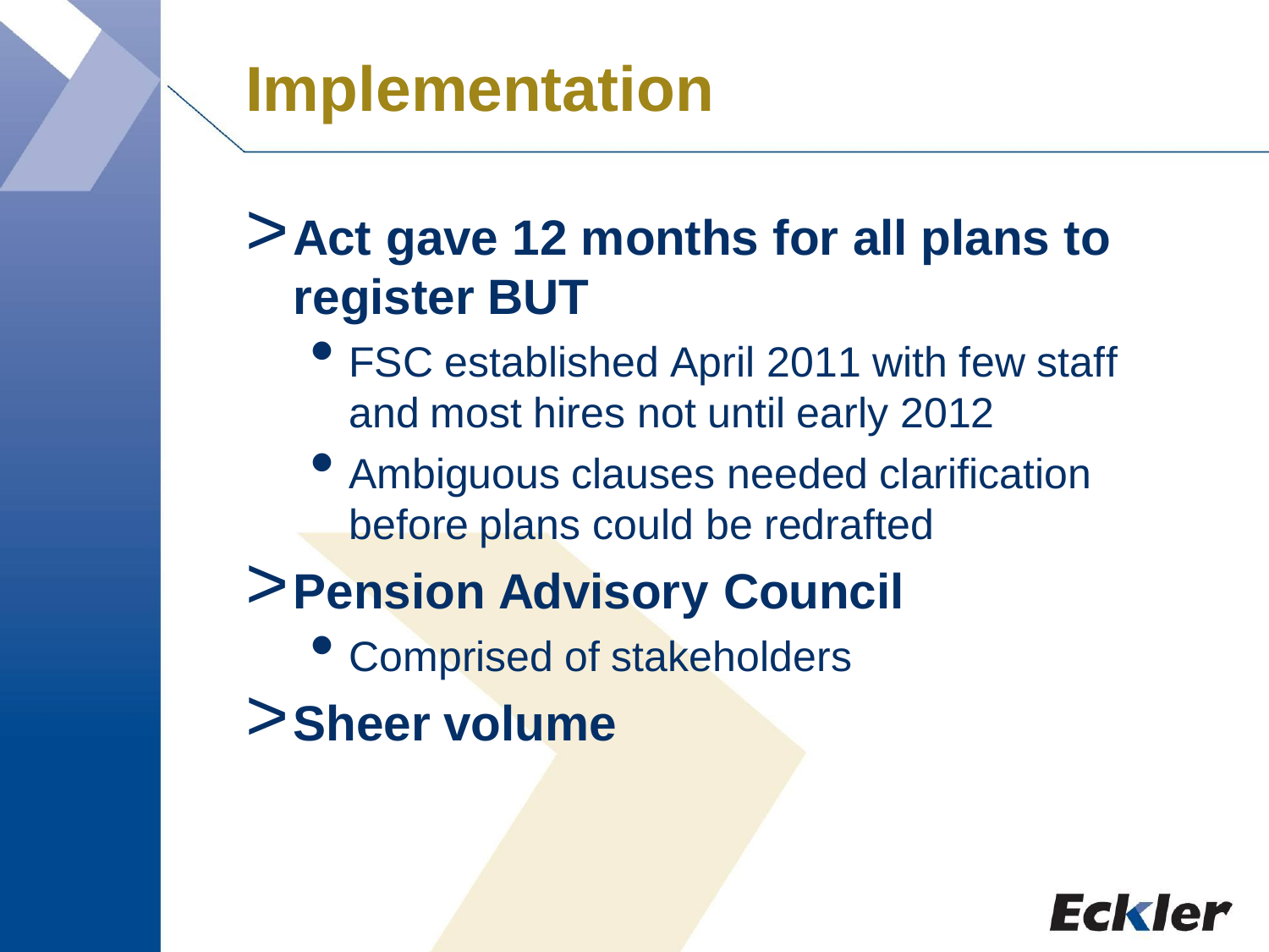# Implementation

- **Act gave 12 months for all plans to register BUT**
  - FSC established April 2011 with few staff and most hires not until early 2012
  - Ambiguous clauses needed clarification before plans could be redrafted
- **Pension Advisory Council**
  - Comprised of stakeholders
- **Sheer volume**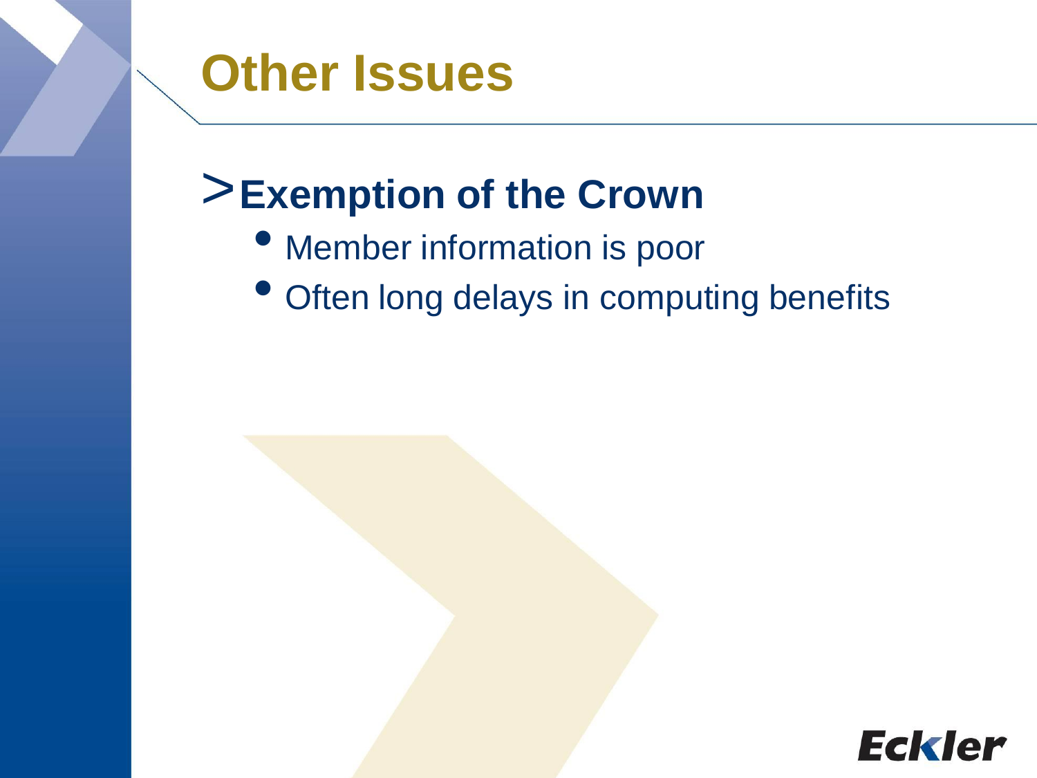# Other Issues

## >Exemption of the Crown

- Member information is poor
- Often long delays in computing benefits